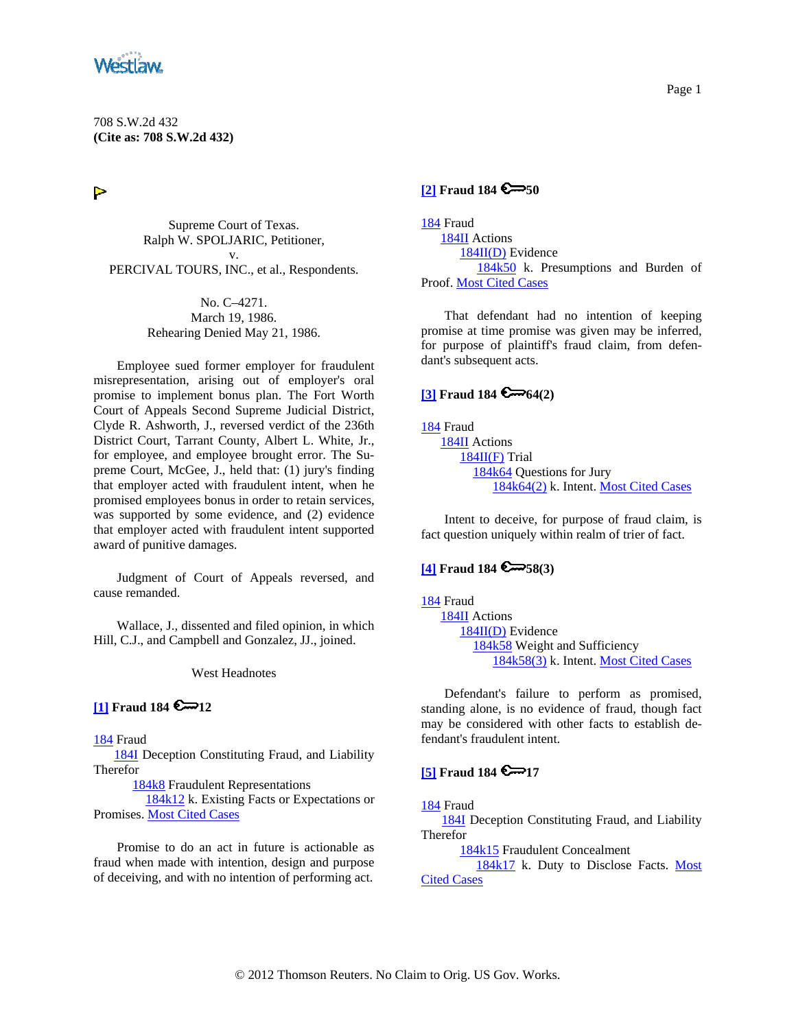708 S.W.2d 432
**(Cite as: 708 S.W.2d 432)**

Supreme Court of Texas.
Ralph W. SPOLJARIC, Petitioner,
v.
PERCIVAL TOURS, INC., et al., Respondents.

No. C–4271.
March 19, 1986.
Rehearing Denied May 21, 1986.

Employee sued former employer for fraudulent misrepresentation, arising out of employer's oral promise to implement bonus plan. The Fort Worth Court of Appeals Second Supreme Judicial District, Clyde R. Ashworth, J., reversed verdict of the 236th District Court, Tarrant County, Albert L. White, Jr., for employee, and employee brought error. The Supreme Court, McGee, J., held that: (1) jury's finding that employer acted with fraudulent intent, when he promised employees bonus in order to retain services, was supported by some evidence, and (2) evidence that employer acted with fraudulent intent supported award of punitive damages.

Judgment of Court of Appeals reversed, and cause remanded.

Wallace, J., dissented and filed opinion, in which Hill, C.J., and Campbell and Gonzalez, JJ., joined.

West Headnotes

**[1] Fraud 184 12**

184 Fraud
184I Deception Constituting Fraud, and Liability Therefor
184k8 Fraudulent Representations
184k12 k. Existing Facts or Expectations or Promises. Most Cited Cases

Promise to do an act in future is actionable as fraud when made with intention, design and purpose of deceiving, and with no intention of performing act.

**[2] Fraud 184 50**

184 Fraud
184II Actions
184II(D) Evidence
184k50 k. Presumptions and Burden of Proof. Most Cited Cases

That defendant had no intention of keeping promise at time promise was given may be inferred, for purpose of plaintiff's fraud claim, from defendant's subsequent acts.

**[3] Fraud 184 64(2)**

184 Fraud
184II Actions
184II(F) Trial
184k64 Questions for Jury
184k64(2) k. Intent. Most Cited Cases

Intent to deceive, for purpose of fraud claim, is fact question uniquely within realm of trier of fact.

**[4] Fraud 184 58(3)**

184 Fraud
184II Actions
184II(D) Evidence
184k58 Weight and Sufficiency
184k58(3) k. Intent. Most Cited Cases

Defendant's failure to perform as promised, standing alone, is no evidence of fraud, though fact may be considered with other facts to establish defendant's fraudulent intent.

**[5] Fraud 184 17**

184 Fraud
184I Deception Constituting Fraud, and Liability Therefor
184k15 Fraudulent Concealment
184k17 k. Duty to Disclose Facts. Most Cited Cases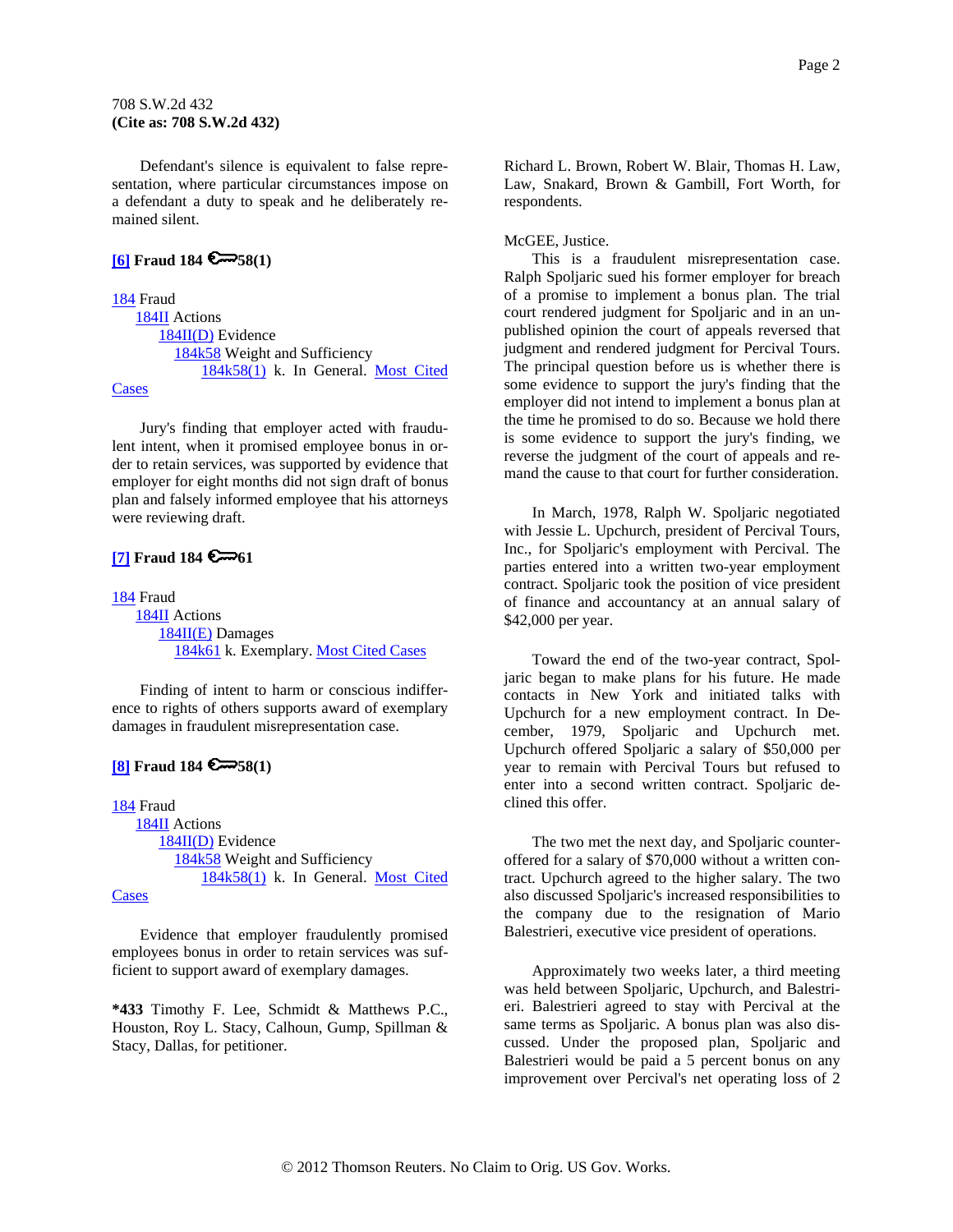Defendant's silence is equivalent to false representation, where particular circumstances impose on a defendant a duty to speak and he deliberately remained silent.

**[6] Fraud 184 58(1)**

184 Fraud
184II Actions
184II(D) Evidence
184k58 Weight and Sufficiency
184k58(1) k. In General. Most Cited Cases

Jury's finding that employer acted with fraudulent intent, when it promised employee bonus in order to retain services, was supported by evidence that employer for eight months did not sign draft of bonus plan and falsely informed employee that his attorneys were reviewing draft.

**[7] Fraud 184 61**

184 Fraud
184II Actions
184II(E) Damages
184k61 k. Exemplary. Most Cited Cases

Finding of intent to harm or conscious indifference to rights of others supports award of exemplary damages in fraudulent misrepresentation case.

**[8] Fraud 184 58(1)**

184 Fraud
184II Actions
184II(D) Evidence
184k58 Weight and Sufficiency
184k58(1) k. In General. Most Cited Cases

Evidence that employer fraudulently promised employees bonus in order to retain services was sufficient to support award of exemplary damages.

**\*433** Timothy F. Lee, Schmidt & Matthews P.C., Houston, Roy L. Stacy, Calhoun, Gump, Spillman & Stacy, Dallas, for petitioner.

Richard L. Brown, Robert W. Blair, Thomas H. Law, Law, Snakard, Brown & Gambill, Fort Worth, for respondents.

McGEE, Justice.

This is a fraudulent misrepresentation case. Ralph Spoljaric sued his former employer for breach of a promise to implement a bonus plan. The trial court rendered judgment for Spoljaric and in an unpublished opinion the court of appeals reversed that judgment and rendered judgment for Percival Tours. The principal question before us is whether there is some evidence to support the jury's finding that the employer did not intend to implement a bonus plan at the time he promised to do so. Because we hold there is some evidence to support the jury's finding, we reverse the judgment of the court of appeals and remand the cause to that court for further consideration.

In March, 1978, Ralph W. Spoljaric negotiated with Jessie L. Upchurch, president of Percival Tours, Inc., for Spoljaric's employment with Percival. The parties entered into a written two-year employment contract. Spoljaric took the position of vice president of finance and accountancy at an annual salary of $42,000 per year.

Toward the end of the two-year contract, Spoljaric began to make plans for his future. He made contacts in New York and initiated talks with Upchurch for a new employment contract. In December, 1979, Spoljaric and Upchurch met. Upchurch offered Spoljaric a salary of $50,000 per year to remain with Percival Tours but refused to enter into a second written contract. Spoljaric declined this offer.

The two met the next day, and Spoljaric counteroffered for a salary of $70,000 without a written contract. Upchurch agreed to the higher salary. The two also discussed Spoljaric's increased responsibilities to the company due to the resignation of Mario Balestrieri, executive vice president of operations.

Approximately two weeks later, a third meeting was held between Spoljaric, Upchurch, and Balestrieri. Balestrieri agreed to stay with Percival at the same terms as Spoljaric. A bonus plan was also discussed. Under the proposed plan, Spoljaric and Balestrieri would be paid a 5 percent bonus on any improvement over Percival's net operating loss of 2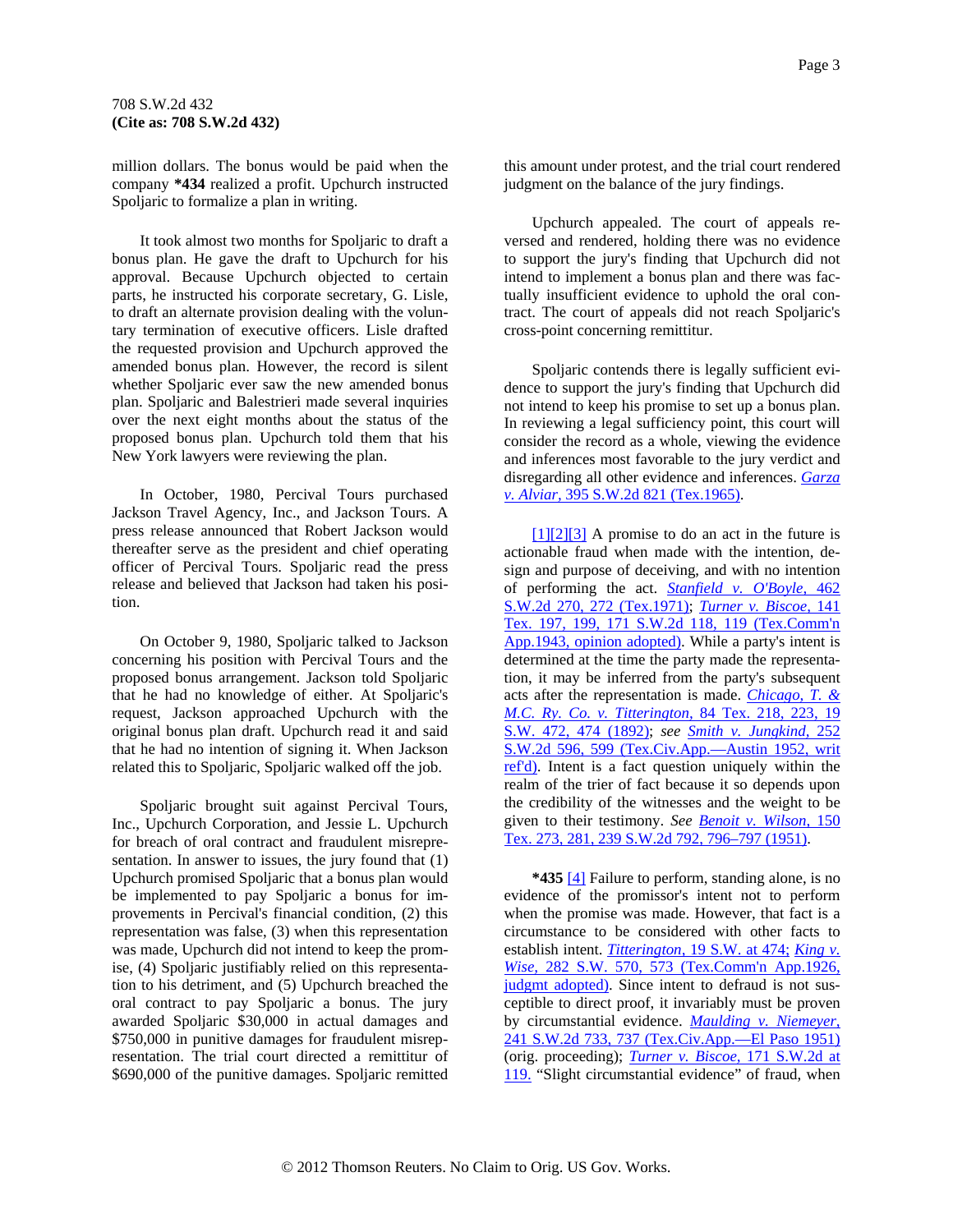million dollars. The bonus would be paid when the company **\*434** realized a profit. Upchurch instructed Spoljaric to formalize a plan in writing.

It took almost two months for Spoljaric to draft a bonus plan. He gave the draft to Upchurch for his approval. Because Upchurch objected to certain parts, he instructed his corporate secretary, G. Lisle, to draft an alternate provision dealing with the voluntary termination of executive officers. Lisle drafted the requested provision and Upchurch approved the amended bonus plan. However, the record is silent whether Spoljaric ever saw the new amended bonus plan. Spoljaric and Balestrieri made several inquiries over the next eight months about the status of the proposed bonus plan. Upchurch told them that his New York lawyers were reviewing the plan.

In October, 1980, Percival Tours purchased Jackson Travel Agency, Inc., and Jackson Tours. A press release announced that Robert Jackson would thereafter serve as the president and chief operating officer of Percival Tours. Spoljaric read the press release and believed that Jackson had taken his position.

On October 9, 1980, Spoljaric talked to Jackson concerning his position with Percival Tours and the proposed bonus arrangement. Jackson told Spoljaric that he had no knowledge of either. At Spoljaric's request, Jackson approached Upchurch with the original bonus plan draft. Upchurch read it and said that he had no intention of signing it. When Jackson related this to Spoljaric, Spoljaric walked off the job.

Spoljaric brought suit against Percival Tours, Inc., Upchurch Corporation, and Jessie L. Upchurch for breach of oral contract and fraudulent misrepresentation. In answer to issues, the jury found that (1) Upchurch promised Spoljaric that a bonus plan would be implemented to pay Spoljaric a bonus for improvements in Percival's financial condition, (2) this representation was false, (3) when this representation was made, Upchurch did not intend to keep the promise, (4) Spoljaric justifiably relied on this representation to his detriment, and (5) Upchurch breached the oral contract to pay Spoljaric a bonus. The jury awarded Spoljaric $30,000 in actual damages and $750,000 in punitive damages for fraudulent misrepresentation. The trial court directed a remittitur of $690,000 of the punitive damages. Spoljaric remitted this amount under protest, and the trial court rendered judgment on the balance of the jury findings.

Upchurch appealed. The court of appeals reversed and rendered, holding there was no evidence to support the jury's finding that Upchurch did not intend to implement a bonus plan and there was factually insufficient evidence to uphold the oral contract. The court of appeals did not reach Spoljaric's cross-point concerning remittitur.

Spoljaric contends there is legally sufficient evidence to support the jury's finding that Upchurch did not intend to keep his promise to set up a bonus plan. In reviewing a legal sufficiency point, this court will consider the record as a whole, viewing the evidence and inferences most favorable to the jury verdict and disregarding all other evidence and inferences. *Garza v. Alviar,* 395 S.W.2d 821 (Tex.1965).

[1][2][3] A promise to do an act in the future is actionable fraud when made with the intention, design and purpose of deceiving, and with no intention of performing the act. *Stanfield v. O'Boyle,* 462 S.W.2d 270, 272 (Tex.1971); *Turner v. Biscoe,* 141 Tex. 197, 199, 171 S.W.2d 118, 119 (Tex.Comm'n App.1943, opinion adopted). While a party's intent is determined at the time the party made the representation, it may be inferred from the party's subsequent acts after the representation is made. *Chicago, T. & M.C. Ry. Co. v. Titterington,* 84 Tex. 218, 223, 19 S.W. 472, 474 (1892); *see Smith v. Jungkind,* 252 S.W.2d 596, 599 (Tex.Civ.App.—Austin 1952, writ ref'd). Intent is a fact question uniquely within the realm of the trier of fact because it so depends upon the credibility of the witnesses and the weight to be given to their testimony. *See Benoit v. Wilson,* 150 Tex. 273, 281, 239 S.W.2d 792, 796–797 (1951).

**\*435** [4] Failure to perform, standing alone, is no evidence of the promissor's intent not to perform when the promise was made. However, that fact is a circumstance to be considered with other facts to establish intent. *Titterington,* 19 S.W. at 474; *King v. Wise,* 282 S.W. 570, 573 (Tex.Comm'n App.1926, judgmt adopted). Since intent to defraud is not susceptible to direct proof, it invariably must be proven by circumstantial evidence. *Maulding v. Niemeyer,* 241 S.W.2d 733, 737 (Tex.Civ.App.—El Paso 1951) (orig. proceeding); *Turner v. Biscoe,* 171 S.W.2d at 119. "Slight circumstantial evidence" of fraud, when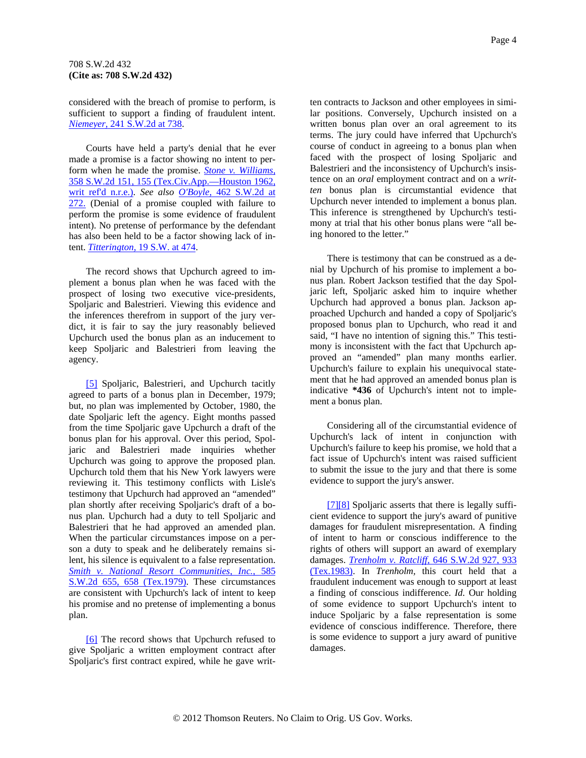considered with the breach of promise to perform, is sufficient to support a finding of fraudulent intent. *Niemeyer,* 241 S.W.2d at 738.

Courts have held a party's denial that he ever made a promise is a factor showing no intent to perform when he made the promise. *Stone v. Williams,* 358 S.W.2d 151, 155 (Tex.Civ.App.—Houston 1962, writ ref'd n.r.e.). *See also O'Boyle,* 462 S.W.2d at 272. (Denial of a promise coupled with failure to perform the promise is some evidence of fraudulent intent). No pretense of performance by the defendant has also been held to be a factor showing lack of intent. *Titterington,* 19 S.W. at 474.

The record shows that Upchurch agreed to implement a bonus plan when he was faced with the prospect of losing two executive vice-presidents, Spoljaric and Balestrieri. Viewing this evidence and the inferences therefrom in support of the jury verdict, it is fair to say the jury reasonably believed Upchurch used the bonus plan as an inducement to keep Spoljaric and Balestrieri from leaving the agency.

[5] Spoljaric, Balestrieri, and Upchurch tacitly agreed to parts of a bonus plan in December, 1979; but, no plan was implemented by October, 1980, the date Spoljaric left the agency. Eight months passed from the time Spoljaric gave Upchurch a draft of the bonus plan for his approval. Over this period, Spoljaric and Balestrieri made inquiries whether Upchurch was going to approve the proposed plan. Upchurch told them that his New York lawyers were reviewing it. This testimony conflicts with Lisle's testimony that Upchurch had approved an "amended" plan shortly after receiving Spoljaric's draft of a bonus plan. Upchurch had a duty to tell Spoljaric and Balestrieri that he had approved an amended plan. When the particular circumstances impose on a person a duty to speak and he deliberately remains silent, his silence is equivalent to a false representation. *Smith v. National Resort Communities, Inc.,* 585 S.W.2d 655, 658 (Tex.1979). These circumstances are consistent with Upchurch's lack of intent to keep his promise and no pretense of implementing a bonus plan.

[6] The record shows that Upchurch refused to give Spoljaric a written employment contract after Spoljaric's first contract expired, while he gave written contracts to Jackson and other employees in similar positions. Conversely, Upchurch insisted on a written bonus plan over an oral agreement to its terms. The jury could have inferred that Upchurch's course of conduct in agreeing to a bonus plan when faced with the prospect of losing Spoljaric and Balestrieri and the inconsistency of Upchurch's insistence on an *oral* employment contract and on a *written* bonus plan is circumstantial evidence that Upchurch never intended to implement a bonus plan. This inference is strengthened by Upchurch's testimony at trial that his other bonus plans were "all being honored to the letter."

There is testimony that can be construed as a denial by Upchurch of his promise to implement a bonus plan. Robert Jackson testified that the day Spoljaric left, Spoljaric asked him to inquire whether Upchurch had approved a bonus plan. Jackson approached Upchurch and handed a copy of Spoljaric's proposed bonus plan to Upchurch, who read it and said, "I have no intention of signing this." This testimony is inconsistent with the fact that Upchurch approved an "amended" plan many months earlier. Upchurch's failure to explain his unequivocal statement that he had approved an amended bonus plan is indicative **\*436** of Upchurch's intent not to implement a bonus plan.

Considering all of the circumstantial evidence of Upchurch's lack of intent in conjunction with Upchurch's failure to keep his promise, we hold that a fact issue of Upchurch's intent was raised sufficient to submit the issue to the jury and that there is some evidence to support the jury's answer.

[7][8] Spoljaric asserts that there is legally sufficient evidence to support the jury's award of punitive damages for fraudulent misrepresentation. A finding of intent to harm or conscious indifference to the rights of others will support an award of exemplary damages. *Trenholm v. Ratcliff,* 646 S.W.2d 927, 933 (Tex.1983). In *Trenholm,* this court held that a fraudulent inducement was enough to support at least a finding of conscious indifference. *Id.* Our holding of some evidence to support Upchurch's intent to induce Spoljaric by a false representation is some evidence of conscious indifference. Therefore, there is some evidence to support a jury award of punitive damages.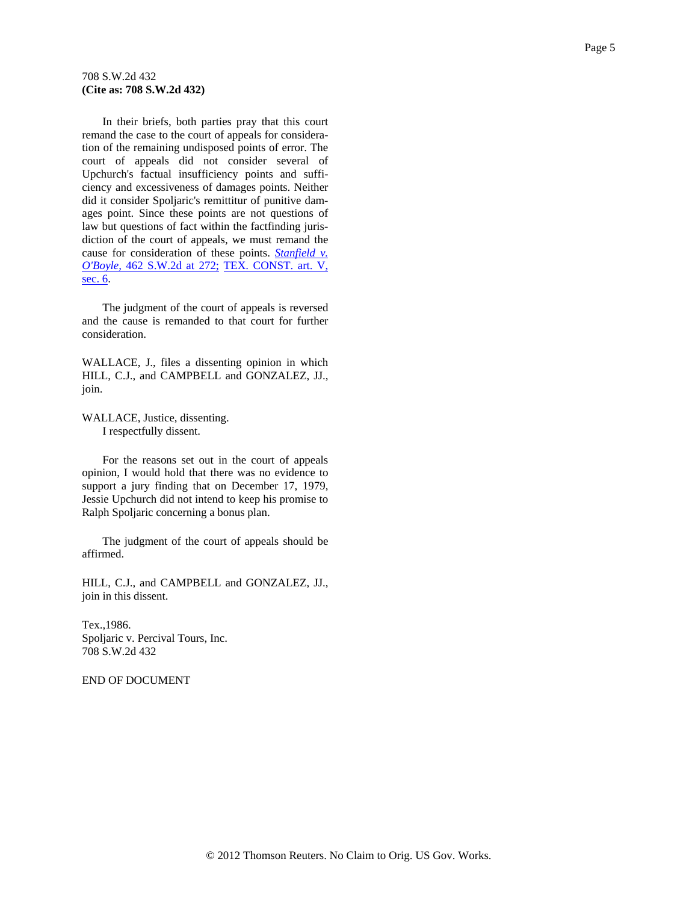In their briefs, both parties pray that this court remand the case to the court of appeals for consideration of the remaining undisposed points of error. The court of appeals did not consider several of Upchurch's factual insufficiency points and sufficiency and excessiveness of damages points. Neither did it consider Spoljaric's remittitur of punitive damages point. Since these points are not questions of law but questions of fact within the factfinding jurisdiction of the court of appeals, we must remand the cause for consideration of these points. *Stanfield v. O'Boyle,* 462 S.W.2d at 272; TEX. CONST. art. V, sec. 6.

The judgment of the court of appeals is reversed and the cause is remanded to that court for further consideration.

WALLACE, J., files a dissenting opinion in which HILL, C.J., and CAMPBELL and GONZALEZ, JJ., join.

WALLACE, Justice, dissenting.

I respectfully dissent.

For the reasons set out in the court of appeals opinion, I would hold that there was no evidence to support a jury finding that on December 17, 1979, Jessie Upchurch did not intend to keep his promise to Ralph Spoljaric concerning a bonus plan.

The judgment of the court of appeals should be affirmed.

HILL, C.J., and CAMPBELL and GONZALEZ, JJ., join in this dissent.

Tex.,1986.
Spoljaric v. Percival Tours, Inc.
708 S.W.2d 432

END OF DOCUMENT